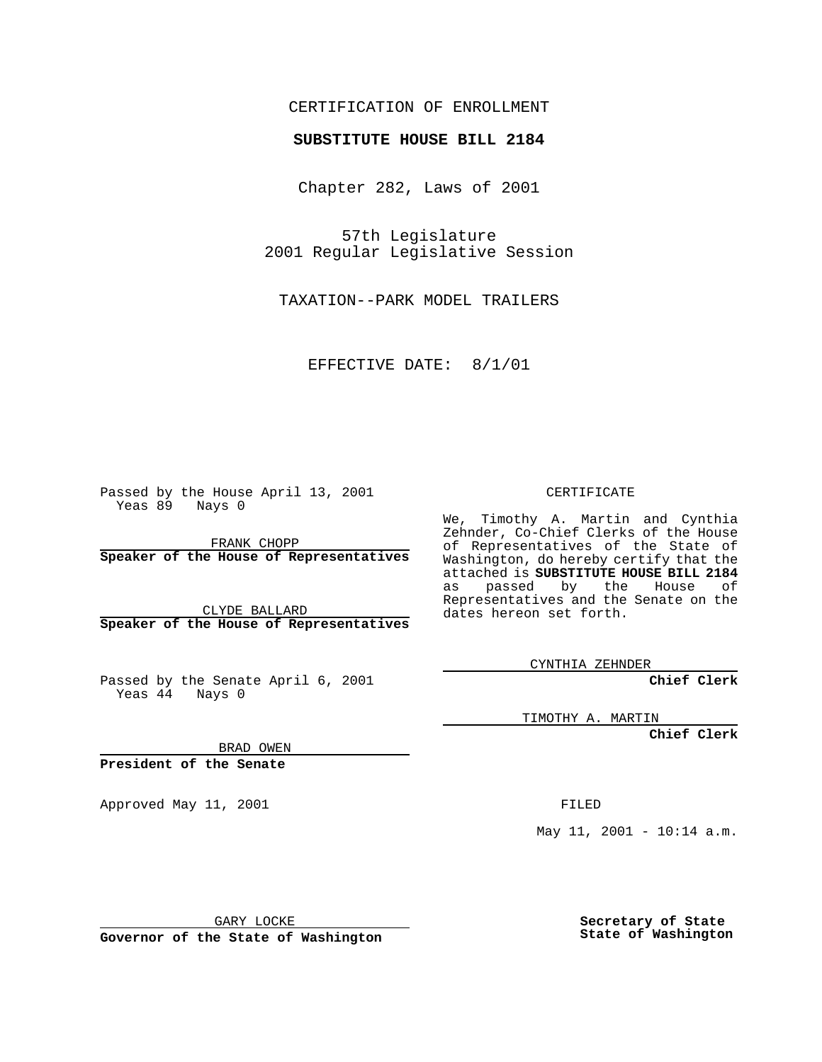CERTIFICATION OF ENROLLMENT

**SUBSTITUTE HOUSE BILL 2184**

Chapter 282, Laws of 2001

57th Legislature
2001 Regular Legislative Session

TAXATION--PARK MODEL TRAILERS

EFFECTIVE DATE: 8/1/01

Passed by the House April 13, 2001
Yeas 89 Nays 0

FRANK CHOPP
**Speaker of the House of Representatives**

CLYDE BALLARD
**Speaker of the House of Representatives**

Passed by the Senate April 6, 2001
Yeas 44 Nays 0

BRAD OWEN
**President of the Senate**

Approved May 11, 2001

GARY LOCKE
**Governor of the State of Washington**

CERTIFICATE

We, Timothy A. Martin and Cynthia Zehnder, Co-Chief Clerks of the House of Representatives of the State of Washington, do hereby certify that the attached is **SUBSTITUTE HOUSE BILL 2184** as passed by the House of Representatives and the Senate on the dates hereon set forth.

CYNTHIA ZEHNDER
**Chief Clerk**

TIMOTHY A. MARTIN
**Chief Clerk**

FILED

May 11, 2001 - 10:14 a.m.

**Secretary of State**
**State of Washington**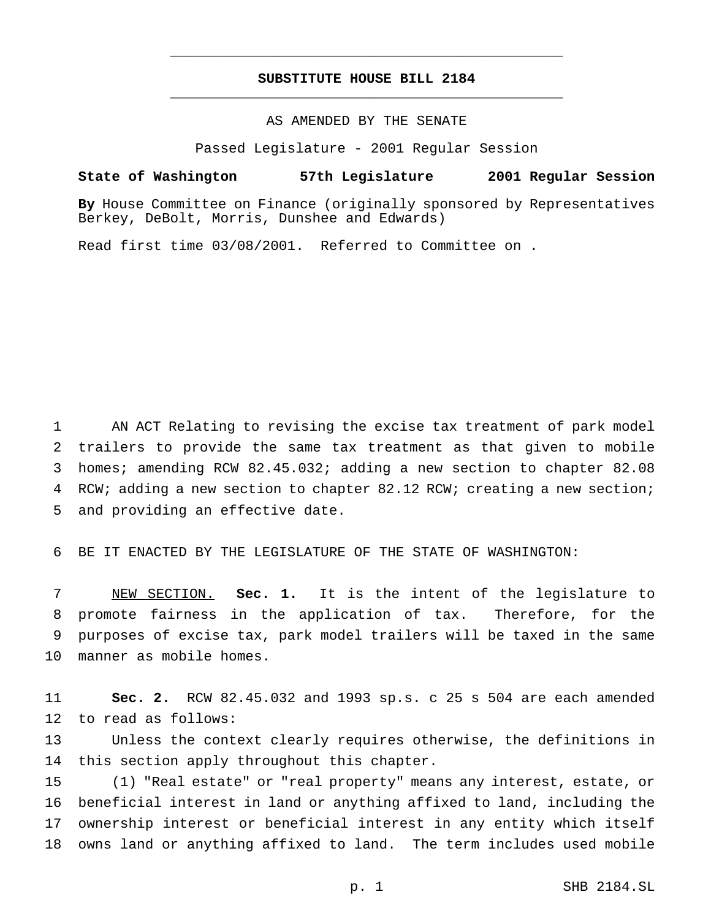**SUBSTITUTE HOUSE BILL 2184**

AS AMENDED BY THE SENATE

Passed Legislature - 2001 Regular Session

**State of Washington 57th Legislature 2001 Regular Session**

**By** House Committee on Finance (originally sponsored by Representatives Berkey, DeBolt, Morris, Dunshee and Edwards)

Read first time 03/08/2001. Referred to Committee on .

AN ACT Relating to revising the excise tax treatment of park model trailers to provide the same tax treatment as that given to mobile homes; amending RCW 82.45.032; adding a new section to chapter 82.08 RCW; adding a new section to chapter 82.12 RCW; creating a new section; and providing an effective date.

BE IT ENACTED BY THE LEGISLATURE OF THE STATE OF WASHINGTON:

NEW SECTION. **Sec. 1.** It is the intent of the legislature to promote fairness in the application of tax. Therefore, for the purposes of excise tax, park model trailers will be taxed in the same manner as mobile homes.

**Sec. 2.** RCW 82.45.032 and 1993 sp.s. c 25 s 504 are each amended to read as follows:

Unless the context clearly requires otherwise, the definitions in this section apply throughout this chapter.

(1) "Real estate" or "real property" means any interest, estate, or beneficial interest in land or anything affixed to land, including the ownership interest or beneficial interest in any entity which itself owns land or anything affixed to land. The term includes used mobile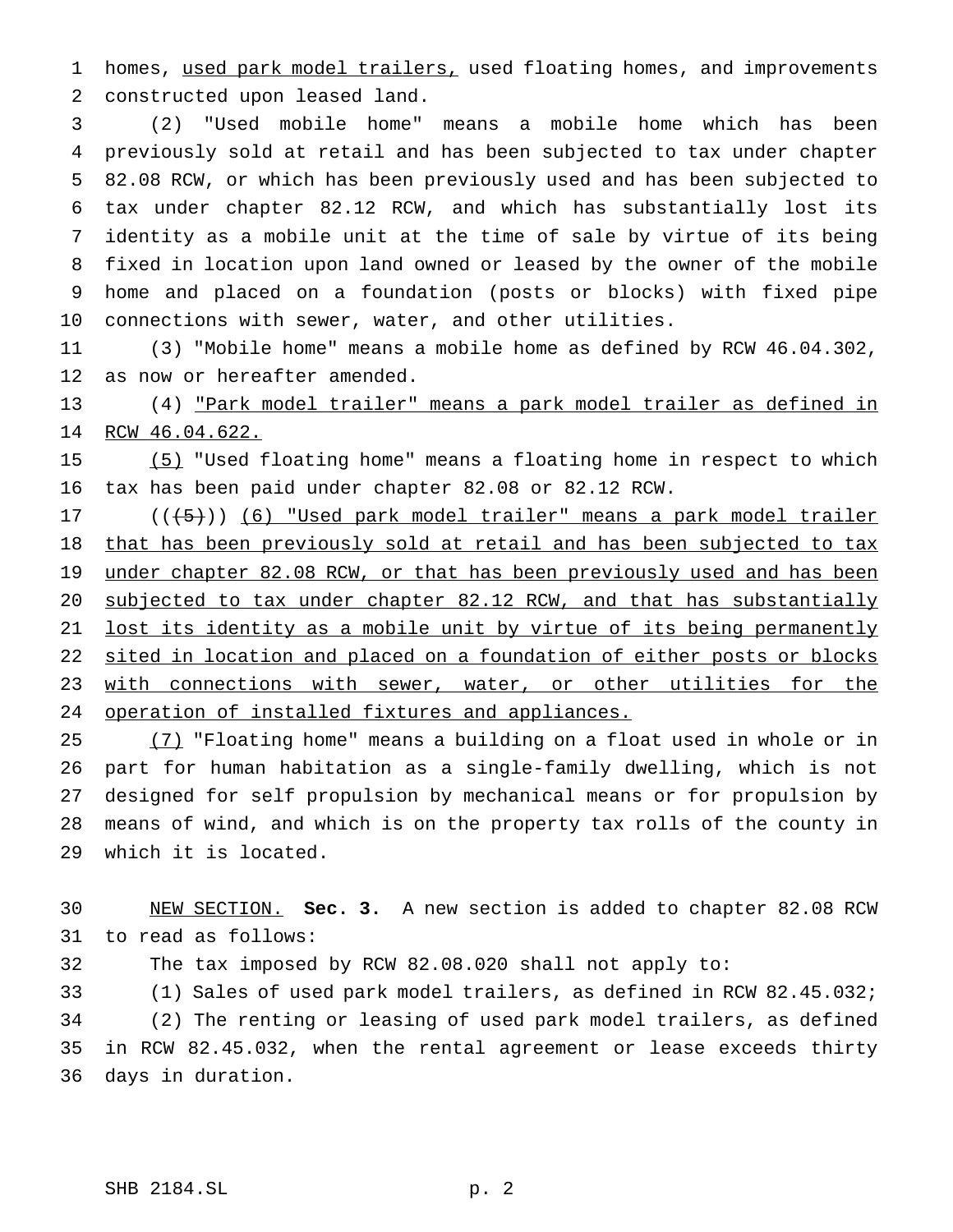homes, used park model trailers, used floating homes, and improvements constructed upon leased land.

(2) "Used mobile home" means a mobile home which has been previously sold at retail and has been subjected to tax under chapter 82.08 RCW, or which has been previously used and has been subjected to tax under chapter 82.12 RCW, and which has substantially lost its identity as a mobile unit at the time of sale by virtue of its being fixed in location upon land owned or leased by the owner of the mobile home and placed on a foundation (posts or blocks) with fixed pipe connections with sewer, water, and other utilities.

(3) "Mobile home" means a mobile home as defined by RCW 46.04.302, as now or hereafter amended.

(4) "Park model trailer" means a park model trailer as defined in RCW 46.04.622.

(5) "Used floating home" means a floating home in respect to which tax has been paid under chapter 82.08 or 82.12 RCW.

~~((5))~~ (6) "Used park model trailer" means a park model trailer that has been previously sold at retail and has been subjected to tax under chapter 82.08 RCW, or that has been previously used and has been subjected to tax under chapter 82.12 RCW, and that has substantially lost its identity as a mobile unit by virtue of its being permanently sited in location and placed on a foundation of either posts or blocks with connections with sewer, water, or other utilities for the operation of installed fixtures and appliances.

(7) "Floating home" means a building on a float used in whole or in part for human habitation as a single-family dwelling, which is not designed for self propulsion by mechanical means or for propulsion by means of wind, and which is on the property tax rolls of the county in which it is located.

NEW SECTION. **Sec. 3.** A new section is added to chapter 82.08 RCW to read as follows:

The tax imposed by RCW 82.08.020 shall not apply to:

(1) Sales of used park model trailers, as defined in RCW 82.45.032;

(2) The renting or leasing of used park model trailers, as defined in RCW 82.45.032, when the rental agreement or lease exceeds thirty days in duration.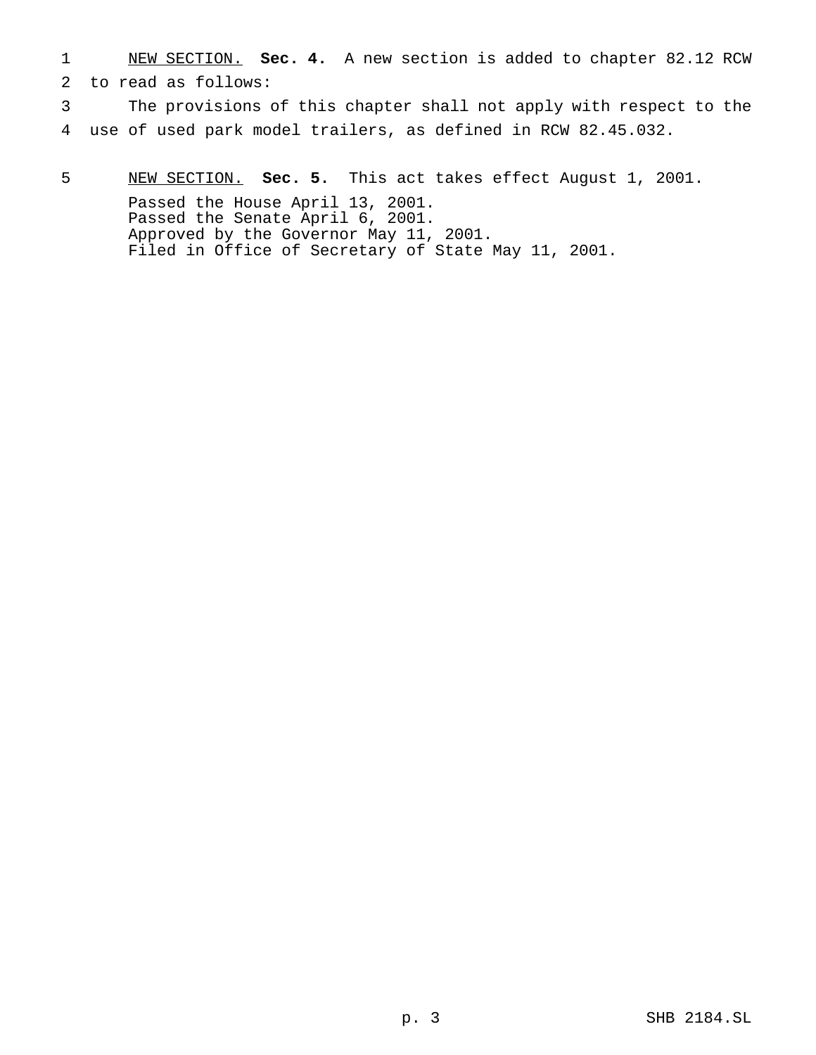NEW SECTION. **Sec. 4.** A new section is added to chapter 82.12 RCW to read as follows:

The provisions of this chapter shall not apply with respect to the use of used park model trailers, as defined in RCW 82.45.032.

NEW SECTION. **Sec. 5.** This act takes effect August 1, 2001.

Passed the House April 13, 2001.
Passed the Senate April 6, 2001.
Approved by the Governor May 11, 2001.
Filed in Office of Secretary of State May 11, 2001.